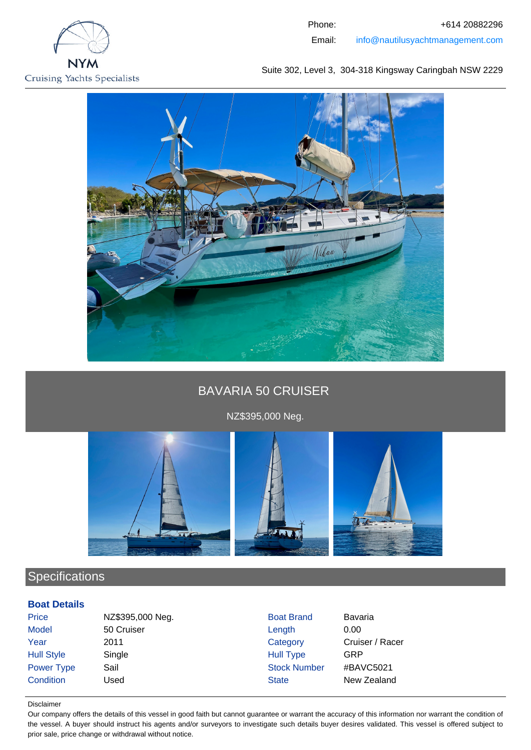NYM
Cruising Yachts Specialists

Phone: +614 20882296
Email: info@nautilusyachtmanagement.com

Suite 302, Level 3, 304-318 Kingsway Caringbah NSW 2229

# BAVARIA 50 CRUISER

NZ$395,000 Neg.

## Specifications

### Boat Details

| | | | |
|---|---|---|---|
| Price | NZ$395,000 Neg. | Boat Brand | Bavaria |
| Model | 50 Cruiser | Length | 0.00 |
| Year | 2011 | Category | Cruiser / Racer |
| Hull Style | Single | Hull Type | GRP |
| Power Type | Sail | Stock Number | #BAVC5021 |
| Condition | Used | State | New Zealand |

Disclaimer

Our company offers the details of this vessel in good faith but cannot guarantee or warrant the accuracy of this information nor warrant the condition of the vessel. A buyer should instruct his agents and/or surveyors to investigate such details buyer desires validated. This vessel is offered subject to prior sale, price change or withdrawal without notice.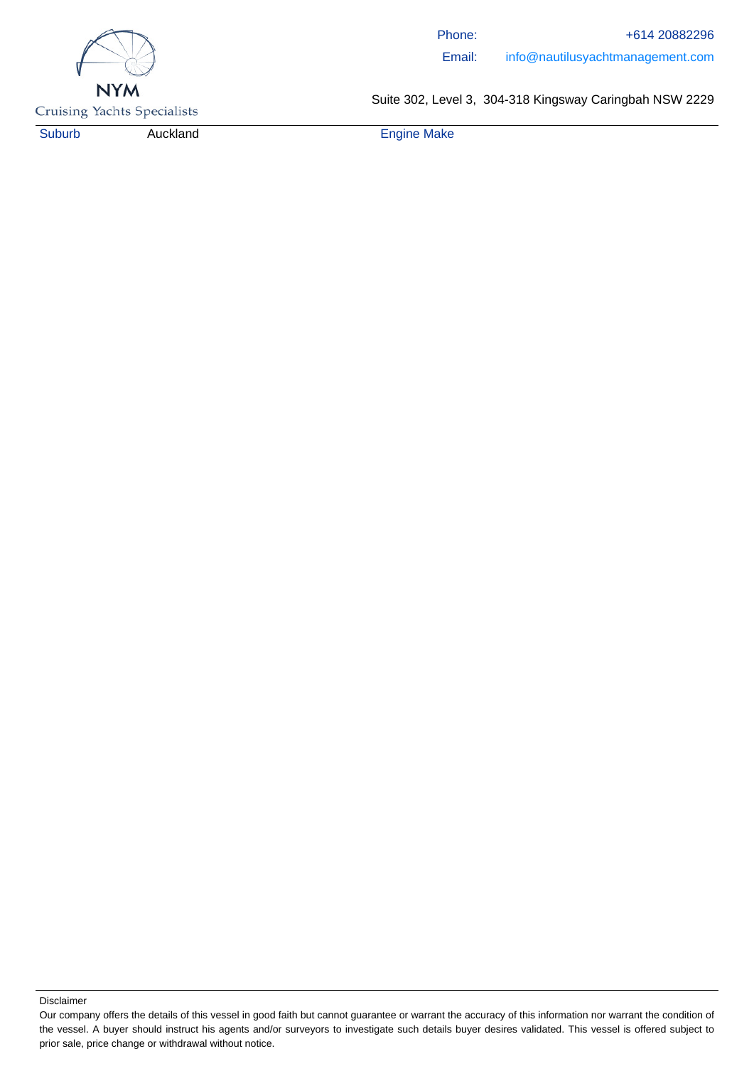| Suburb | Auckland | Engine Make | |
|---|---|---|---|

Disclaimer

Our company offers the details of this vessel in good faith but cannot guarantee or warrant the accuracy of this information nor warrant the condition of the vessel. A buyer should instruct his agents and/or surveyors to investigate such details buyer desires validated. This vessel is offered subject to prior sale, price change or withdrawal without notice.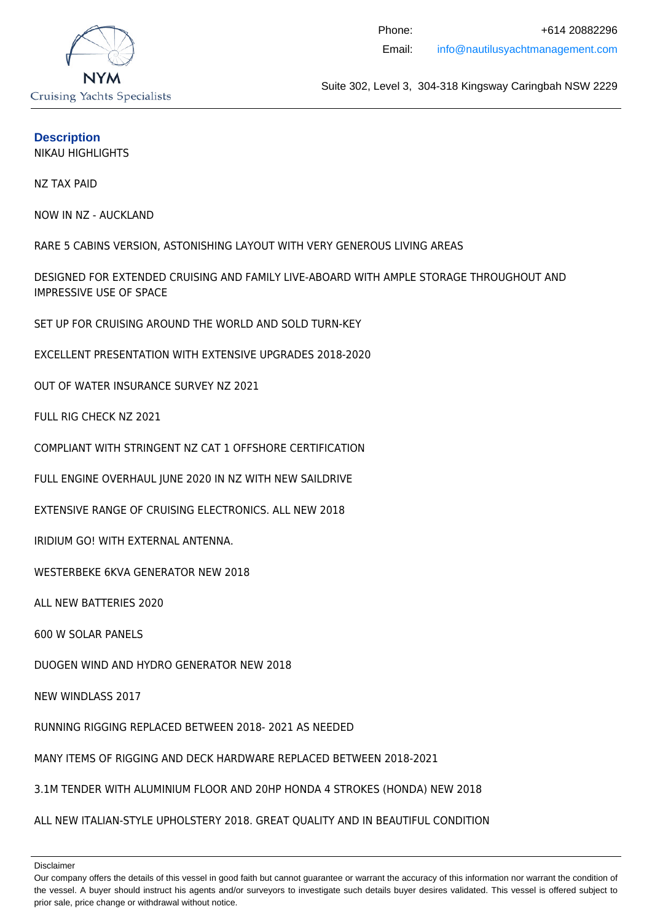## Description

NIKAU HIGHLIGHTS

NZ TAX PAID

NOW IN NZ - AUCKLAND

RARE 5 CABINS VERSION, ASTONISHING LAYOUT WITH VERY GENEROUS LIVING AREAS

DESIGNED FOR EXTENDED CRUISING AND FAMILY LIVE-ABOARD WITH AMPLE STORAGE THROUGHOUT AND IMPRESSIVE USE OF SPACE

SET UP FOR CRUISING AROUND THE WORLD AND SOLD TURN-KEY

EXCELLENT PRESENTATION WITH EXTENSIVE UPGRADES 2018-2020

OUT OF WATER INSURANCE SURVEY NZ 2021

FULL RIG CHECK NZ 2021

COMPLIANT WITH STRINGENT NZ CAT 1 OFFSHORE CERTIFICATION

FULL ENGINE OVERHAUL JUNE 2020 IN NZ WITH NEW SAILDRIVE

EXTENSIVE RANGE OF CRUISING ELECTRONICS. ALL NEW 2018

IRIDIUM GO! WITH EXTERNAL ANTENNA.

WESTERBEKE 6KVA GENERATOR NEW 2018

ALL NEW BATTERIES 2020

600 W SOLAR PANELS

DUOGEN WIND AND HYDRO GENERATOR NEW 2018

NEW WINDLASS 2017

RUNNING RIGGING REPLACED BETWEEN 2018- 2021 AS NEEDED

MANY ITEMS OF RIGGING AND DECK HARDWARE REPLACED BETWEEN 2018-2021

3.1M TENDER WITH ALUMINIUM FLOOR AND 20HP HONDA 4 STROKES (HONDA) NEW 2018

ALL NEW ITALIAN-STYLE UPHOLSTERY 2018. GREAT QUALITY AND IN BEAUTIFUL CONDITION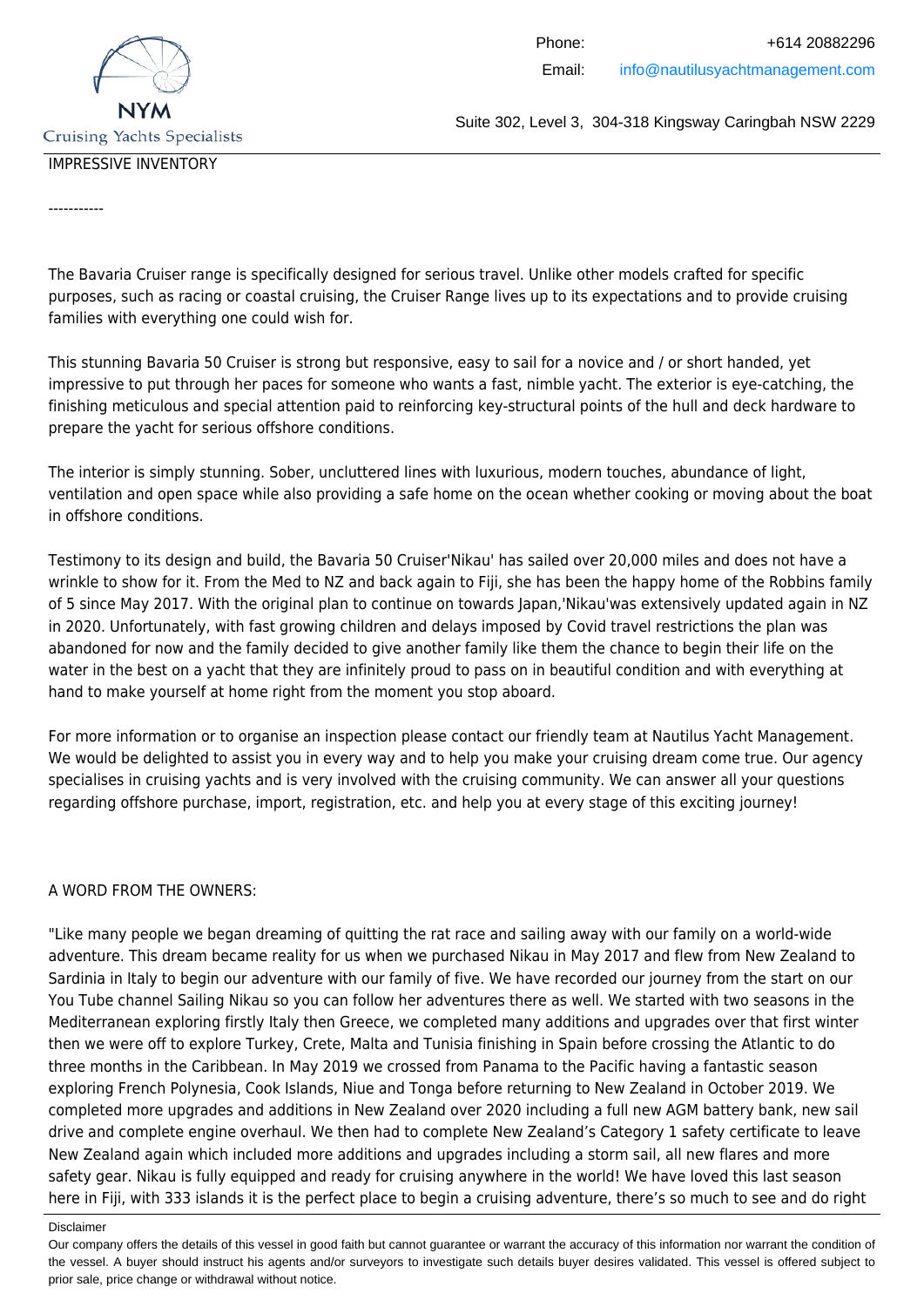IMPRESSIVE INVENTORY

-----------

The Bavaria Cruiser range is specifically designed for serious travel. Unlike other models crafted for specific purposes, such as racing or coastal cruising, the Cruiser Range lives up to its expectations and to provide cruising families with everything one could wish for.

This stunning Bavaria 50 Cruiser is strong but responsive, easy to sail for a novice and / or short handed, yet impressive to put through her paces for someone who wants a fast, nimble yacht. The exterior is eye-catching, the finishing meticulous and special attention paid to reinforcing key-structural points of the hull and deck hardware to prepare the yacht for serious offshore conditions.

The interior is simply stunning. Sober, uncluttered lines with luxurious, modern touches, abundance of light, ventilation and open space while also providing a safe home on the ocean whether cooking or moving about the boat in offshore conditions.

Testimony to its design and build, the Bavaria 50 Cruiser'Nikau' has sailed over 20,000 miles and does not have a wrinkle to show for it. From the Med to NZ and back again to Fiji, she has been the happy home of the Robbins family of 5 since May 2017. With the original plan to continue on towards Japan,'Nikau'was extensively updated again in NZ in 2020. Unfortunately, with fast growing children and delays imposed by Covid travel restrictions the plan was abandoned for now and the family decided to give another family like them the chance to begin their life on the water in the best on a yacht that they are infinitely proud to pass on in beautiful condition and with everything at hand to make yourself at home right from the moment you stop aboard.

For more information or to organise an inspection please contact our friendly team at Nautilus Yacht Management. We would be delighted to assist you in every way and to help you make your cruising dream come true. Our agency specialises in cruising yachts and is very involved with the cruising community. We can answer all your questions regarding offshore purchase, import, registration, etc. and help you at every stage of this exciting journey!

A WORD FROM THE OWNERS:

"Like many people we began dreaming of quitting the rat race and sailing away with our family on a world-wide adventure. This dream became reality for us when we purchased Nikau in May 2017 and flew from New Zealand to Sardinia in Italy to begin our adventure with our family of five. We have recorded our journey from the start on our You Tube channel Sailing Nikau so you can follow her adventures there as well. We started with two seasons in the Mediterranean exploring firstly Italy then Greece, we completed many additions and upgrades over that first winter then we were off to explore Turkey, Crete, Malta and Tunisia finishing in Spain before crossing the Atlantic to do three months in the Caribbean. In May 2019 we crossed from Panama to the Pacific having a fantastic season exploring French Polynesia, Cook Islands, Niue and Tonga before returning to New Zealand in October 2019. We completed more upgrades and additions in New Zealand over 2020 including a full new AGM battery bank, new sail drive and complete engine overhaul. We then had to complete New Zealand's Category 1 safety certificate to leave New Zealand again which included more additions and upgrades including a storm sail, all new flares and more safety gear. Nikau is fully equipped and ready for cruising anywhere in the world! We have loved this last season here in Fiji, with 333 islands it is the perfect place to begin a cruising adventure, there's so much to see and do right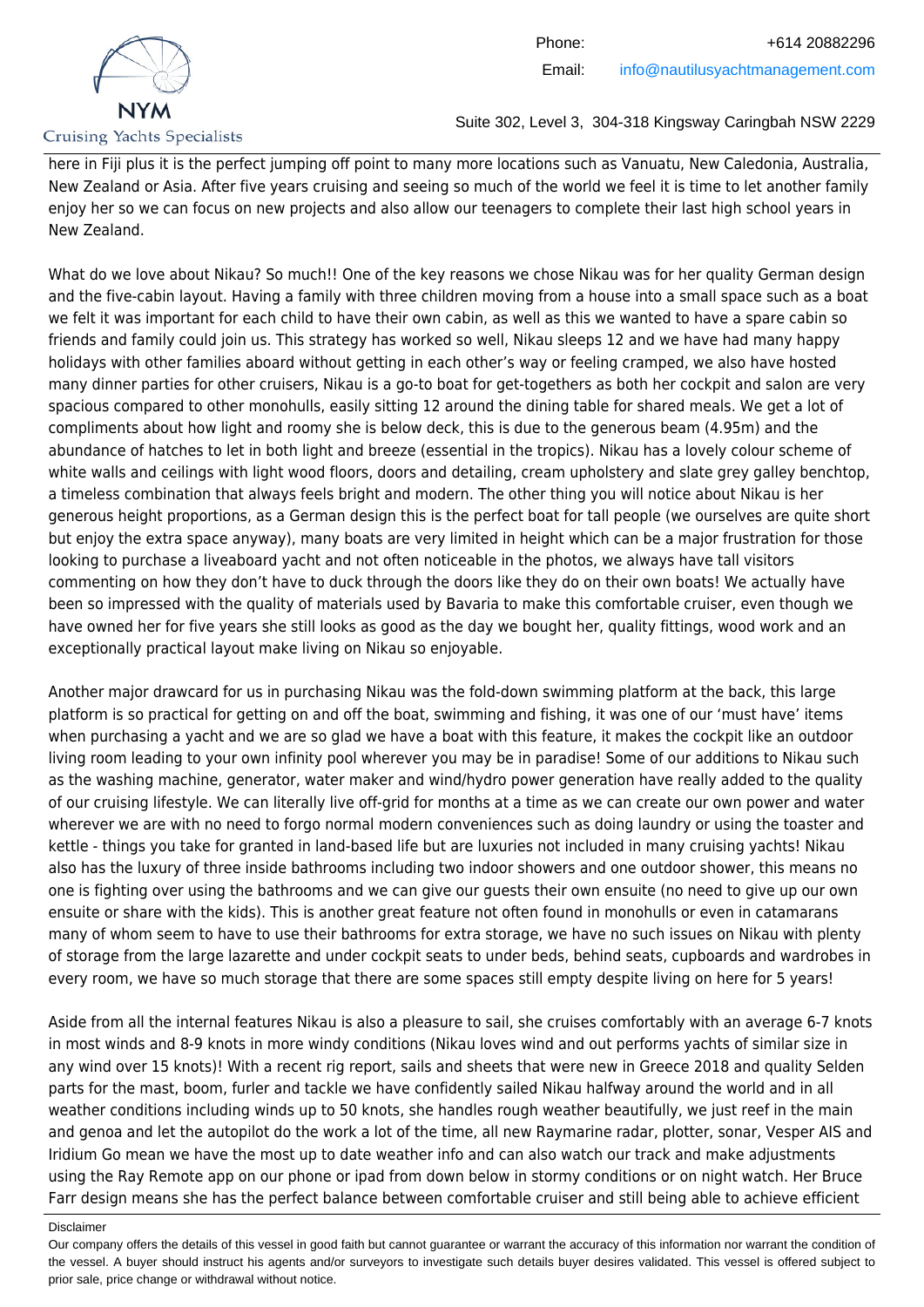here in Fiji plus it is the perfect jumping off point to many more locations such as Vanuatu, New Caledonia, Australia, New Zealand or Asia. After five years cruising and seeing so much of the world we feel it is time to let another family enjoy her so we can focus on new projects and also allow our teenagers to complete their last high school years in New Zealand.

What do we love about Nikau? So much!! One of the key reasons we chose Nikau was for her quality German design and the five-cabin layout. Having a family with three children moving from a house into a small space such as a boat we felt it was important for each child to have their own cabin, as well as this we wanted to have a spare cabin so friends and family could join us. This strategy has worked so well, Nikau sleeps 12 and we have had many happy holidays with other families aboard without getting in each other's way or feeling cramped, we also have hosted many dinner parties for other cruisers, Nikau is a go-to boat for get-togethers as both her cockpit and salon are very spacious compared to other monohulls, easily sitting 12 around the dining table for shared meals. We get a lot of compliments about how light and roomy she is below deck, this is due to the generous beam (4.95m) and the abundance of hatches to let in both light and breeze (essential in the tropics). Nikau has a lovely colour scheme of white walls and ceilings with light wood floors, doors and detailing, cream upholstery and slate grey galley benchtop, a timeless combination that always feels bright and modern. The other thing you will notice about Nikau is her generous height proportions, as a German design this is the perfect boat for tall people (we ourselves are quite short but enjoy the extra space anyway), many boats are very limited in height which can be a major frustration for those looking to purchase a liveaboard yacht and not often noticeable in the photos, we always have tall visitors commenting on how they don't have to duck through the doors like they do on their own boats! We actually have been so impressed with the quality of materials used by Bavaria to make this comfortable cruiser, even though we have owned her for five years she still looks as good as the day we bought her, quality fittings, wood work and an exceptionally practical layout make living on Nikau so enjoyable.

Another major drawcard for us in purchasing Nikau was the fold-down swimming platform at the back, this large platform is so practical for getting on and off the boat, swimming and fishing, it was one of our 'must have' items when purchasing a yacht and we are so glad we have a boat with this feature, it makes the cockpit like an outdoor living room leading to your own infinity pool wherever you may be in paradise! Some of our additions to Nikau such as the washing machine, generator, water maker and wind/hydro power generation have really added to the quality of our cruising lifestyle. We can literally live off-grid for months at a time as we can create our own power and water wherever we are with no need to forgo normal modern conveniences such as doing laundry or using the toaster and kettle - things you take for granted in land-based life but are luxuries not included in many cruising yachts! Nikau also has the luxury of three inside bathrooms including two indoor showers and one outdoor shower, this means no one is fighting over using the bathrooms and we can give our guests their own ensuite (no need to give up our own ensuite or share with the kids). This is another great feature not often found in monohulls or even in catamarans many of whom seem to have to use their bathrooms for extra storage, we have no such issues on Nikau with plenty of storage from the large lazarette and under cockpit seats to under beds, behind seats, cupboards and wardrobes in every room, we have so much storage that there are some spaces still empty despite living on here for 5 years!

Aside from all the internal features Nikau is also a pleasure to sail, she cruises comfortably with an average 6-7 knots in most winds and 8-9 knots in more windy conditions (Nikau loves wind and out performs yachts of similar size in any wind over 15 knots)! With a recent rig report, sails and sheets that were new in Greece 2018 and quality Selden parts for the mast, boom, furler and tackle we have confidently sailed Nikau halfway around the world and in all weather conditions including winds up to 50 knots, she handles rough weather beautifully, we just reef in the main and genoa and let the autopilot do the work a lot of the time, all new Raymarine radar, plotter, sonar, Vesper AIS and Iridium Go mean we have the most up to date weather info and can also watch our track and make adjustments using the Ray Remote app on our phone or ipad from down below in stormy conditions or on night watch. Her Bruce Farr design means she has the perfect balance between comfortable cruiser and still being able to achieve efficient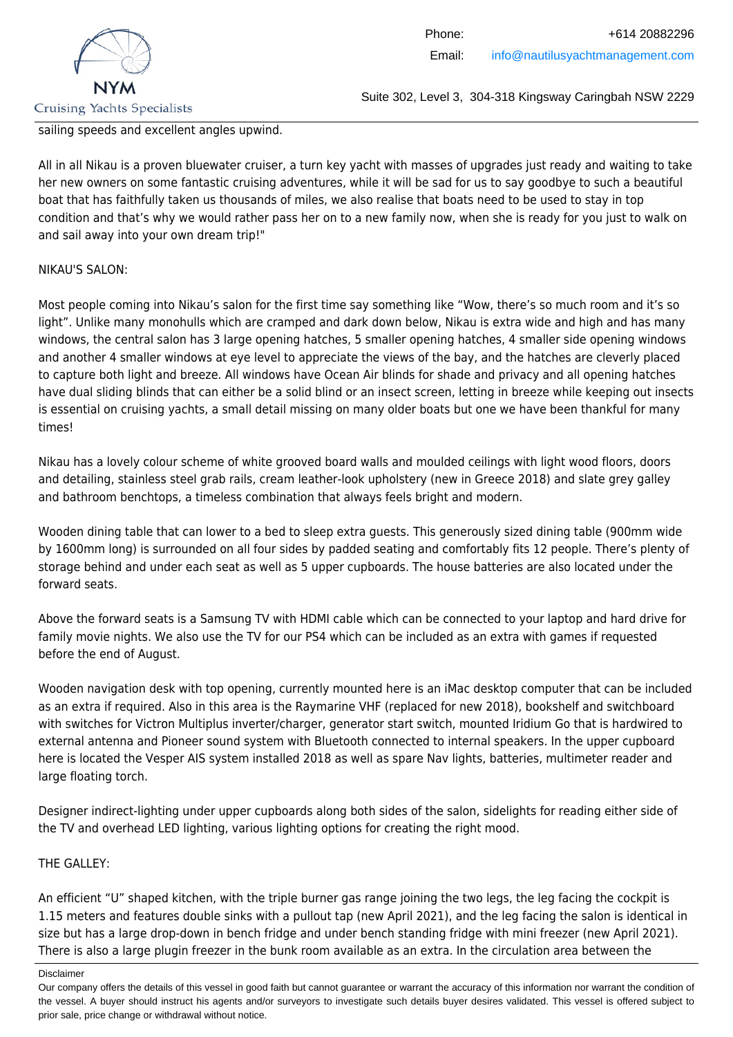sailing speeds and excellent angles upwind.

All in all Nikau is a proven bluewater cruiser, a turn key yacht with masses of upgrades just ready and waiting to take her new owners on some fantastic cruising adventures, while it will be sad for us to say goodbye to such a beautiful boat that has faithfully taken us thousands of miles, we also realise that boats need to be used to stay in top condition and that's why we would rather pass her on to a new family now, when she is ready for you just to walk on and sail away into your own dream trip!"

NIKAU'S SALON:

Most people coming into Nikau's salon for the first time say something like "Wow, there's so much room and it's so light". Unlike many monohulls which are cramped and dark down below, Nikau is extra wide and high and has many windows, the central salon has 3 large opening hatches, 5 smaller opening hatches, 4 smaller side opening windows and another 4 smaller windows at eye level to appreciate the views of the bay, and the hatches are cleverly placed to capture both light and breeze. All windows have Ocean Air blinds for shade and privacy and all opening hatches have dual sliding blinds that can either be a solid blind or an insect screen, letting in breeze while keeping out insects is essential on cruising yachts, a small detail missing on many older boats but one we have been thankful for many times!

Nikau has a lovely colour scheme of white grooved board walls and moulded ceilings with light wood floors, doors and detailing, stainless steel grab rails, cream leather-look upholstery (new in Greece 2018) and slate grey galley and bathroom benchtops, a timeless combination that always feels bright and modern.

Wooden dining table that can lower to a bed to sleep extra guests. This generously sized dining table (900mm wide by 1600mm long) is surrounded on all four sides by padded seating and comfortably fits 12 people. There's plenty of storage behind and under each seat as well as 5 upper cupboards. The house batteries are also located under the forward seats.

Above the forward seats is a Samsung TV with HDMI cable which can be connected to your laptop and hard drive for family movie nights. We also use the TV for our PS4 which can be included as an extra with games if requested before the end of August.

Wooden navigation desk with top opening, currently mounted here is an iMac desktop computer that can be included as an extra if required. Also in this area is the Raymarine VHF (replaced for new 2018), bookshelf and switchboard with switches for Victron Multiplus inverter/charger, generator start switch, mounted Iridium Go that is hardwired to external antenna and Pioneer sound system with Bluetooth connected to internal speakers. In the upper cupboard here is located the Vesper AIS system installed 2018 as well as spare Nav lights, batteries, multimeter reader and large floating torch.

Designer indirect-lighting under upper cupboards along both sides of the salon, sidelights for reading either side of the TV and overhead LED lighting, various lighting options for creating the right mood.

THE GALLEY:

An efficient "U" shaped kitchen, with the triple burner gas range joining the two legs, the leg facing the cockpit is 1.15 meters and features double sinks with a pullout tap (new April 2021), and the leg facing the salon is identical in size but has a large drop-down in bench fridge and under bench standing fridge with mini freezer (new April 2021). There is also a large plugin freezer in the bunk room available as an extra. In the circulation area between the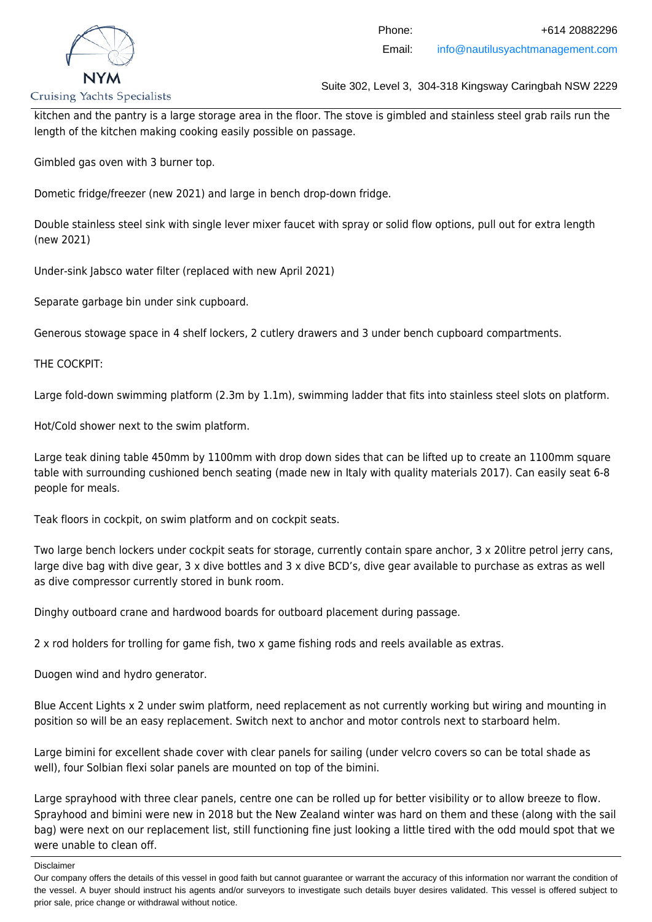kitchen and the pantry is a large storage area in the floor. The stove is gimbled and stainless steel grab rails run the length of the kitchen making cooking easily possible on passage.

Gimbled gas oven with 3 burner top.

Dometic fridge/freezer (new 2021) and large in bench drop-down fridge.

Double stainless steel sink with single lever mixer faucet with spray or solid flow options, pull out for extra length (new 2021)

Under-sink Jabsco water filter (replaced with new April 2021)

Separate garbage bin under sink cupboard.

Generous stowage space in 4 shelf lockers, 2 cutlery drawers and 3 under bench cupboard compartments.

THE COCKPIT:

Large fold-down swimming platform (2.3m by 1.1m), swimming ladder that fits into stainless steel slots on platform.

Hot/Cold shower next to the swim platform.

Large teak dining table 450mm by 1100mm with drop down sides that can be lifted up to create an 1100mm square table with surrounding cushioned bench seating (made new in Italy with quality materials 2017). Can easily seat 6-8 people for meals.

Teak floors in cockpit, on swim platform and on cockpit seats.

Two large bench lockers under cockpit seats for storage, currently contain spare anchor, 3 x 20litre petrol jerry cans, large dive bag with dive gear, 3 x dive bottles and 3 x dive BCD's, dive gear available to purchase as extras as well as dive compressor currently stored in bunk room.

Dinghy outboard crane and hardwood boards for outboard placement during passage.

2 x rod holders for trolling for game fish, two x game fishing rods and reels available as extras.

Duogen wind and hydro generator.

Blue Accent Lights x 2 under swim platform, need replacement as not currently working but wiring and mounting in position so will be an easy replacement. Switch next to anchor and motor controls next to starboard helm.

Large bimini for excellent shade cover with clear panels for sailing (under velcro covers so can be total shade as well), four Solbian flexi solar panels are mounted on top of the bimini.

Large sprayhood with three clear panels, centre one can be rolled up for better visibility or to allow breeze to flow. Sprayhood and bimini were new in 2018 but the New Zealand winter was hard on them and these (along with the sail bag) were next on our replacement list, still functioning fine just looking a little tired with the odd mould spot that we were unable to clean off.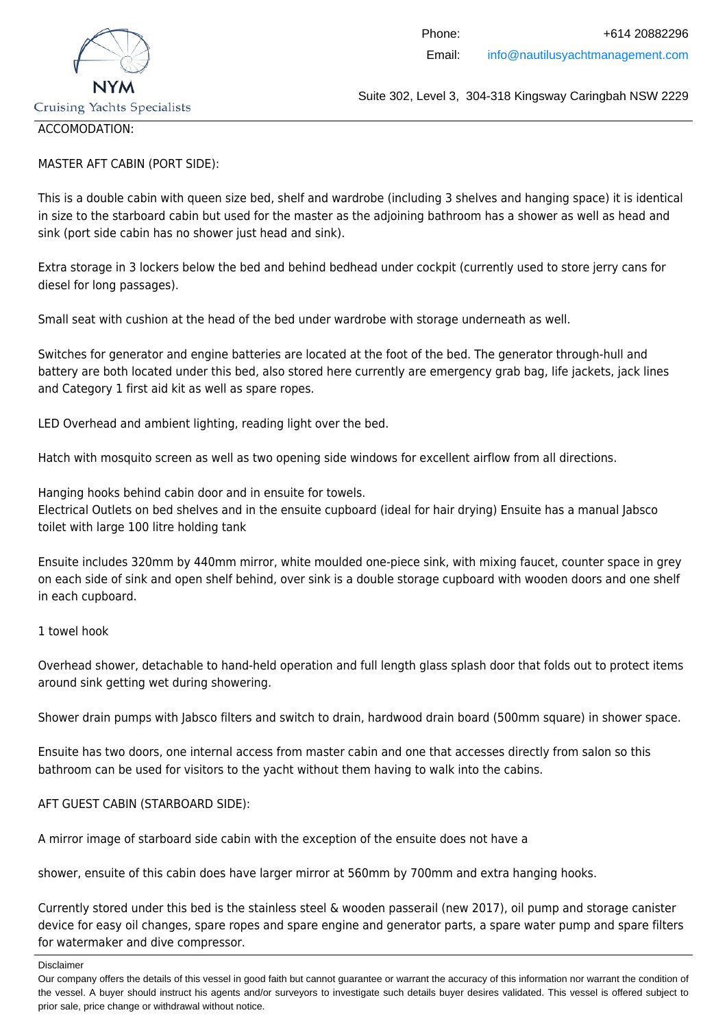ACCOMODATION:

MASTER AFT CABIN (PORT SIDE):

This is a double cabin with queen size bed, shelf and wardrobe (including 3 shelves and hanging space) it is identical in size to the starboard cabin but used for the master as the adjoining bathroom has a shower as well as head and sink (port side cabin has no shower just head and sink).

Extra storage in 3 lockers below the bed and behind bedhead under cockpit (currently used to store jerry cans for diesel for long passages).

Small seat with cushion at the head of the bed under wardrobe with storage underneath as well.

Switches for generator and engine batteries are located at the foot of the bed. The generator through-hull and battery are both located under this bed, also stored here currently are emergency grab bag, life jackets, jack lines and Category 1 first aid kit as well as spare ropes.

LED Overhead and ambient lighting, reading light over the bed.

Hatch with mosquito screen as well as two opening side windows for excellent airflow from all directions.

Hanging hooks behind cabin door and in ensuite for towels.
Electrical Outlets on bed shelves and in the ensuite cupboard (ideal for hair drying) Ensuite has a manual Jabsco toilet with large 100 litre holding tank

Ensuite includes 320mm by 440mm mirror, white moulded one-piece sink, with mixing faucet, counter space in grey on each side of sink and open shelf behind, over sink is a double storage cupboard with wooden doors and one shelf in each cupboard.

1 towel hook

Overhead shower, detachable to hand-held operation and full length glass splash door that folds out to protect items around sink getting wet during showering.

Shower drain pumps with Jabsco filters and switch to drain, hardwood drain board (500mm square) in shower space.

Ensuite has two doors, one internal access from master cabin and one that accesses directly from salon so this bathroom can be used for visitors to the yacht without them having to walk into the cabins.

AFT GUEST CABIN (STARBOARD SIDE):

A mirror image of starboard side cabin with the exception of the ensuite does not have a

shower, ensuite of this cabin does have larger mirror at 560mm by 700mm and extra hanging hooks.

Currently stored under this bed is the stainless steel & wooden passerail (new 2017), oil pump and storage canister device for easy oil changes, spare ropes and spare engine and generator parts, a spare water pump and spare filters for watermaker and dive compressor.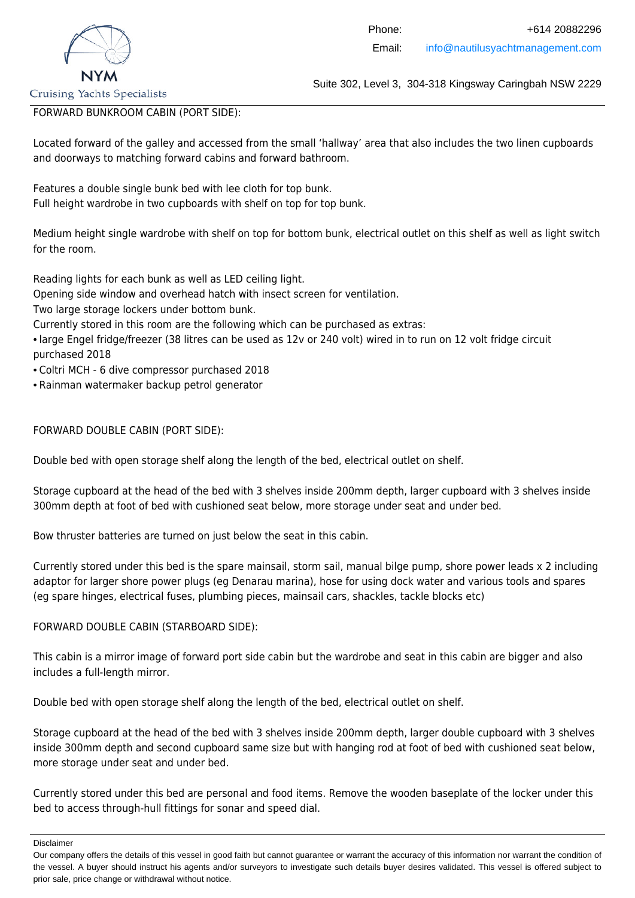FORWARD BUNKROOM CABIN (PORT SIDE):

Located forward of the galley and accessed from the small 'hallway' area that also includes the two linen cupboards and doorways to matching forward cabins and forward bathroom.

Features a double single bunk bed with lee cloth for top bunk.
Full height wardrobe in two cupboards with shelf on top for top bunk.

Medium height single wardrobe with shelf on top for bottom bunk, electrical outlet on this shelf as well as light switch for the room.

Reading lights for each bunk as well as LED ceiling light.
Opening side window and overhead hatch with insect screen for ventilation.
Two large storage lockers under bottom bunk.
Currently stored in this room are the following which can be purchased as extras:

- large Engel fridge/freezer (38 litres can be used as 12v or 240 volt) wired in to run on 12 volt fridge circuit purchased 2018
- Coltri MCH - 6 dive compressor purchased 2018
- Rainman watermaker backup petrol generator

FORWARD DOUBLE CABIN (PORT SIDE):

Double bed with open storage shelf along the length of the bed, electrical outlet on shelf.

Storage cupboard at the head of the bed with 3 shelves inside 200mm depth, larger cupboard with 3 shelves inside 300mm depth at foot of bed with cushioned seat below, more storage under seat and under bed.

Bow thruster batteries are turned on just below the seat in this cabin.

Currently stored under this bed is the spare mainsail, storm sail, manual bilge pump, shore power leads x 2 including adaptor for larger shore power plugs (eg Denarau marina), hose for using dock water and various tools and spares (eg spare hinges, electrical fuses, plumbing pieces, mainsail cars, shackles, tackle blocks etc)

FORWARD DOUBLE CABIN (STARBOARD SIDE):

This cabin is a mirror image of forward port side cabin but the wardrobe and seat in this cabin are bigger and also includes a full-length mirror.

Double bed with open storage shelf along the length of the bed, electrical outlet on shelf.

Storage cupboard at the head of the bed with 3 shelves inside 200mm depth, larger double cupboard with 3 shelves inside 300mm depth and second cupboard same size but with hanging rod at foot of bed with cushioned seat below, more storage under seat and under bed.

Currently stored under this bed are personal and food items. Remove the wooden baseplate of the locker under this bed to access through-hull fittings for sonar and speed dial.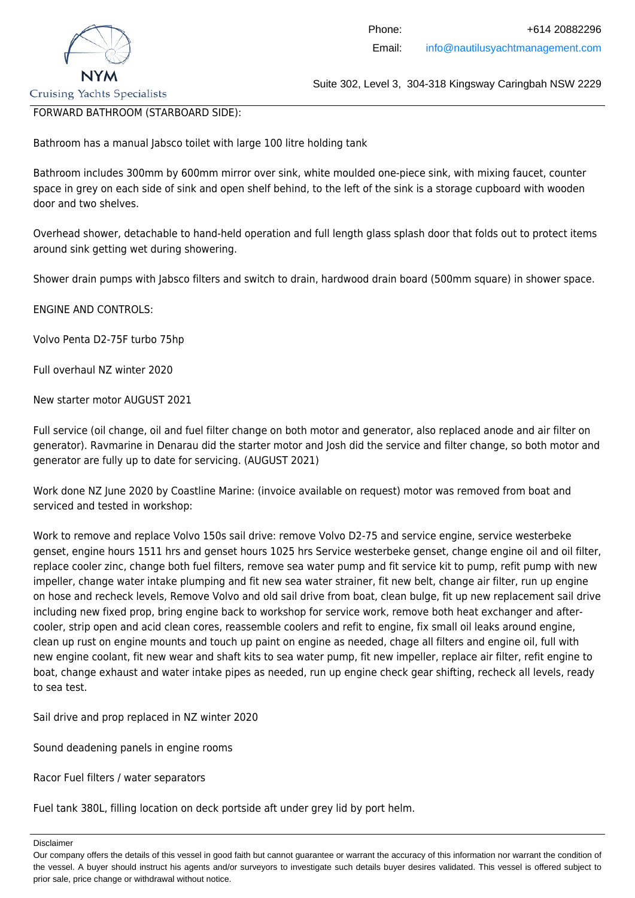FORWARD BATHROOM (STARBOARD SIDE):

Bathroom has a manual Jabsco toilet with large 100 litre holding tank

Bathroom includes 300mm by 600mm mirror over sink, white moulded one-piece sink, with mixing faucet, counter space in grey on each side of sink and open shelf behind, to the left of the sink is a storage cupboard with wooden door and two shelves.

Overhead shower, detachable to hand-held operation and full length glass splash door that folds out to protect items around sink getting wet during showering.

Shower drain pumps with Jabsco filters and switch to drain, hardwood drain board (500mm square) in shower space.

ENGINE AND CONTROLS:

Volvo Penta D2-75F turbo 75hp

Full overhaul NZ winter 2020

New starter motor AUGUST 2021

Full service (oil change, oil and fuel filter change on both motor and generator, also replaced anode and air filter on generator). Ravmarine in Denarau did the starter motor and Josh did the service and filter change, so both motor and generator are fully up to date for servicing. (AUGUST 2021)

Work done NZ June 2020 by Coastline Marine: (invoice available on request) motor was removed from boat and serviced and tested in workshop:

Work to remove and replace Volvo 150s sail drive: remove Volvo D2-75 and service engine, service westerbeke genset, engine hours 1511 hrs and genset hours 1025 hrs Service westerbeke genset, change engine oil and oil filter, replace cooler zinc, change both fuel filters, remove sea water pump and fit service kit to pump, refit pump with new impeller, change water intake plumping and fit new sea water strainer, fit new belt, change air filter, run up engine on hose and recheck levels, Remove Volvo and old sail drive from boat, clean bulge, fit up new replacement sail drive including new fixed prop, bring engine back to workshop for service work, remove both heat exchanger and after-cooler, strip open and acid clean cores, reassemble coolers and refit to engine, fix small oil leaks around engine, clean up rust on engine mounts and touch up paint on engine as needed, chage all filters and engine oil, full with new engine coolant, fit new wear and shaft kits to sea water pump, fit new impeller, replace air filter, refit engine to boat, change exhaust and water intake pipes as needed, run up engine check gear shifting, recheck all levels, ready to sea test.

Sail drive and prop replaced in NZ winter 2020

Sound deadening panels in engine rooms

Racor Fuel filters / water separators

Fuel tank 380L, filling location on deck portside aft under grey lid by port helm.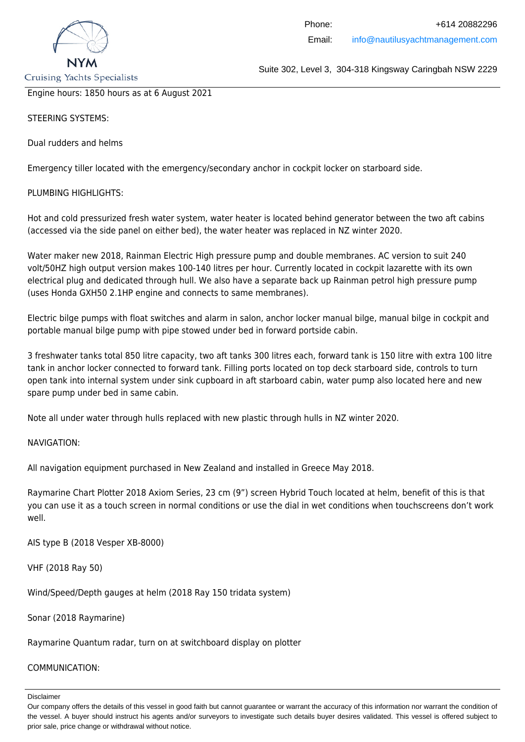Engine hours: 1850 hours as at 6 August 2021

STEERING SYSTEMS:

Dual rudders and helms

Emergency tiller located with the emergency/secondary anchor in cockpit locker on starboard side.

PLUMBING HIGHLIGHTS:

Hot and cold pressurized fresh water system, water heater is located behind generator between the two aft cabins (accessed via the side panel on either bed), the water heater was replaced in NZ winter 2020.

Water maker new 2018, Rainman Electric High pressure pump and double membranes. AC version to suit 240 volt/50HZ high output version makes 100-140 litres per hour. Currently located in cockpit lazarette with its own electrical plug and dedicated through hull. We also have a separate back up Rainman petrol high pressure pump (uses Honda GXH50 2.1HP engine and connects to same membranes).

Electric bilge pumps with float switches and alarm in salon, anchor locker manual bilge, manual bilge in cockpit and portable manual bilge pump with pipe stowed under bed in forward portside cabin.

3 freshwater tanks total 850 litre capacity, two aft tanks 300 litres each, forward tank is 150 litre with extra 100 litre tank in anchor locker connected to forward tank. Filling ports located on top deck starboard side, controls to turn open tank into internal system under sink cupboard in aft starboard cabin, water pump also located here and new spare pump under bed in same cabin.

Note all under water through hulls replaced with new plastic through hulls in NZ winter 2020.

NAVIGATION:

All navigation equipment purchased in New Zealand and installed in Greece May 2018.

Raymarine Chart Plotter 2018 Axiom Series, 23 cm (9") screen Hybrid Touch located at helm, benefit of this is that you can use it as a touch screen in normal conditions or use the dial in wet conditions when touchscreens don't work well.

AIS type B (2018 Vesper XB-8000)

VHF (2018 Ray 50)

Wind/Speed/Depth gauges at helm (2018 Ray 150 tridata system)

Sonar (2018 Raymarine)

Raymarine Quantum radar, turn on at switchboard display on plotter

COMMUNICATION: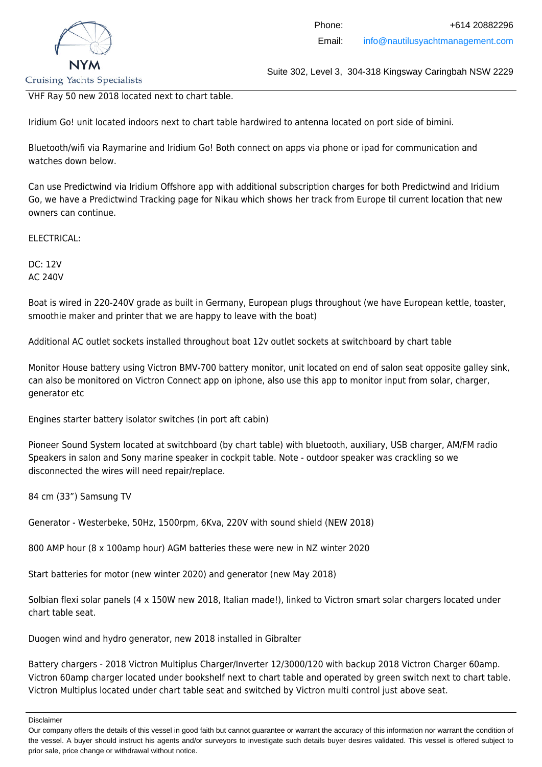VHF Ray 50 new 2018 located next to chart table.

Iridium Go! unit located indoors next to chart table hardwired to antenna located on port side of bimini.

Bluetooth/wifi via Raymarine and Iridium Go! Both connect on apps via phone or ipad for communication and watches down below.

Can use Predictwind via Iridium Offshore app with additional subscription charges for both Predictwind and Iridium Go, we have a Predictwind Tracking page for Nikau which shows her track from Europe til current location that new owners can continue.

ELECTRICAL:

DC: 12V
AC 240V

Boat is wired in 220-240V grade as built in Germany, European plugs throughout (we have European kettle, toaster, smoothie maker and printer that we are happy to leave with the boat)

Additional AC outlet sockets installed throughout boat 12v outlet sockets at switchboard by chart table

Monitor House battery using Victron BMV-700 battery monitor, unit located on end of salon seat opposite galley sink, can also be monitored on Victron Connect app on iphone, also use this app to monitor input from solar, charger, generator etc

Engines starter battery isolator switches (in port aft cabin)

Pioneer Sound System located at switchboard (by chart table) with bluetooth, auxiliary, USB charger, AM/FM radio Speakers in salon and Sony marine speaker in cockpit table. Note - outdoor speaker was crackling so we disconnected the wires will need repair/replace.

84 cm (33") Samsung TV

Generator - Westerbeke, 50Hz, 1500rpm, 6Kva, 220V with sound shield (NEW 2018)

800 AMP hour (8 x 100amp hour) AGM batteries these were new in NZ winter 2020

Start batteries for motor (new winter 2020) and generator (new May 2018)

Solbian flexi solar panels (4 x 150W new 2018, Italian made!), linked to Victron smart solar chargers located under chart table seat.

Duogen wind and hydro generator, new 2018 installed in Gibralter

Battery chargers - 2018 Victron Multiplus Charger/Inverter 12/3000/120 with backup 2018 Victron Charger 60amp. Victron 60amp charger located under bookshelf next to chart table and operated by green switch next to chart table. Victron Multiplus located under chart table seat and switched by Victron multi control just above seat.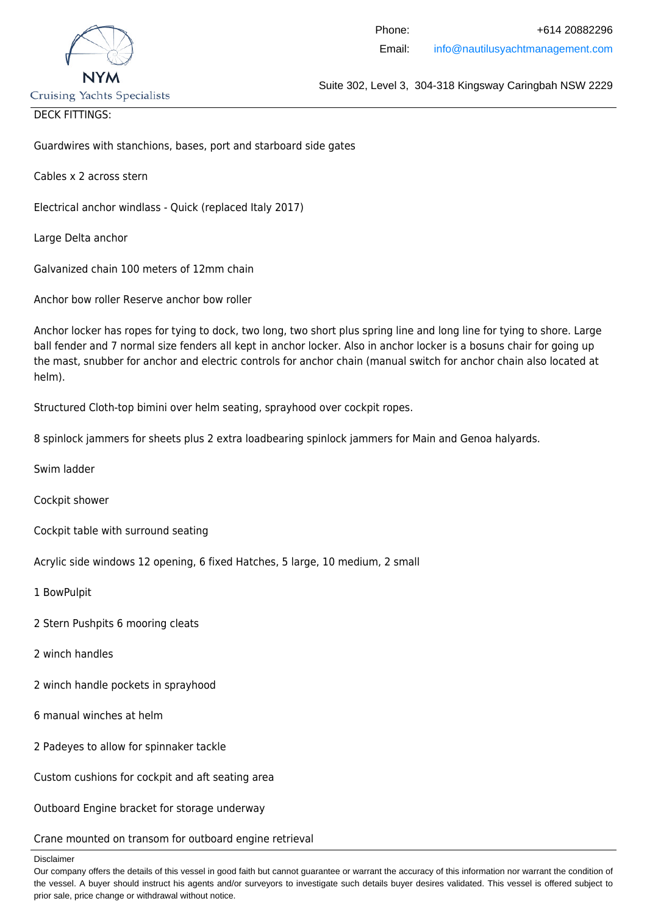DECK FITTINGS:

Guardwires with stanchions, bases, port and starboard side gates

Cables x 2 across stern

Electrical anchor windlass - Quick (replaced Italy 2017)

Large Delta anchor

Galvanized chain 100 meters of 12mm chain

Anchor bow roller Reserve anchor bow roller

Anchor locker has ropes for tying to dock, two long, two short plus spring line and long line for tying to shore. Large ball fender and 7 normal size fenders all kept in anchor locker. Also in anchor locker is a bosuns chair for going up the mast, snubber for anchor and electric controls for anchor chain (manual switch for anchor chain also located at helm).

Structured Cloth-top bimini over helm seating, sprayhood over cockpit ropes.

8 spinlock jammers for sheets plus 2 extra loadbearing spinlock jammers for Main and Genoa halyards.

Swim ladder

Cockpit shower

Cockpit table with surround seating

Acrylic side windows 12 opening, 6 fixed Hatches, 5 large, 10 medium, 2 small

1 BowPulpit

2 Stern Pushpits 6 mooring cleats

2 winch handles

2 winch handle pockets in sprayhood

6 manual winches at helm

2 Padeyes to allow for spinnaker tackle

Custom cushions for cockpit and aft seating area

Outboard Engine bracket for storage underway

Crane mounted on transom for outboard engine retrieval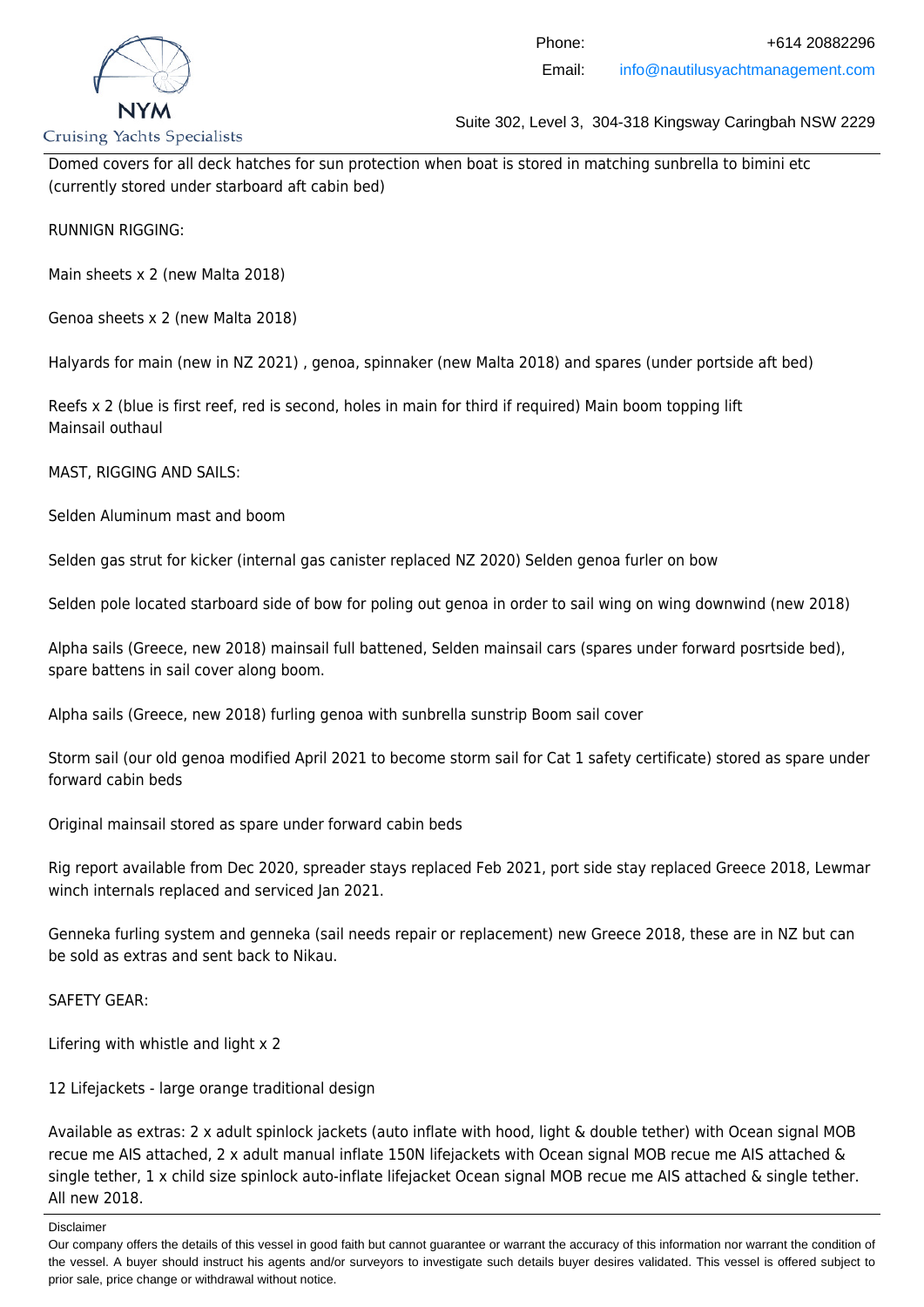Domed covers for all deck hatches for sun protection when boat is stored in matching sunbrella to bimini etc (currently stored under starboard aft cabin bed)

RUNNIGN RIGGING:

Main sheets x 2 (new Malta 2018)

Genoa sheets x 2 (new Malta 2018)

Halyards for main (new in NZ 2021) , genoa, spinnaker (new Malta 2018) and spares (under portside aft bed)

Reefs x 2 (blue is first reef, red is second, holes in main for third if required) Main boom topping lift
Mainsail outhaul

MAST, RIGGING AND SAILS:

Selden Aluminum mast and boom

Selden gas strut for kicker (internal gas canister replaced NZ 2020) Selden genoa furler on bow

Selden pole located starboard side of bow for poling out genoa in order to sail wing on wing downwind (new 2018)

Alpha sails (Greece, new 2018) mainsail full battened, Selden mainsail cars (spares under forward posrtside bed), spare battens in sail cover along boom.

Alpha sails (Greece, new 2018) furling genoa with sunbrella sunstrip Boom sail cover

Storm sail (our old genoa modified April 2021 to become storm sail for Cat 1 safety certificate) stored as spare under forward cabin beds

Original mainsail stored as spare under forward cabin beds

Rig report available from Dec 2020, spreader stays replaced Feb 2021, port side stay replaced Greece 2018, Lewmar winch internals replaced and serviced Jan 2021.

Genneka furling system and genneka (sail needs repair or replacement) new Greece 2018, these are in NZ but can be sold as extras and sent back to Nikau.

SAFETY GEAR:

Lifering with whistle and light x 2

12 Lifejackets - large orange traditional design

Available as extras: 2 x adult spinlock jackets (auto inflate with hood, light & double tether) with Ocean signal MOB recue me AIS attached, 2 x adult manual inflate 150N lifejackets with Ocean signal MOB recue me AIS attached & single tether, 1 x child size spinlock auto-inflate lifejacket Ocean signal MOB recue me AIS attached & single tether. All new 2018.

Disclaimer

Our company offers the details of this vessel in good faith but cannot guarantee or warrant the accuracy of this information nor warrant the condition of the vessel. A buyer should instruct his agents and/or surveyors to investigate such details buyer desires validated. This vessel is offered subject to prior sale, price change or withdrawal without notice.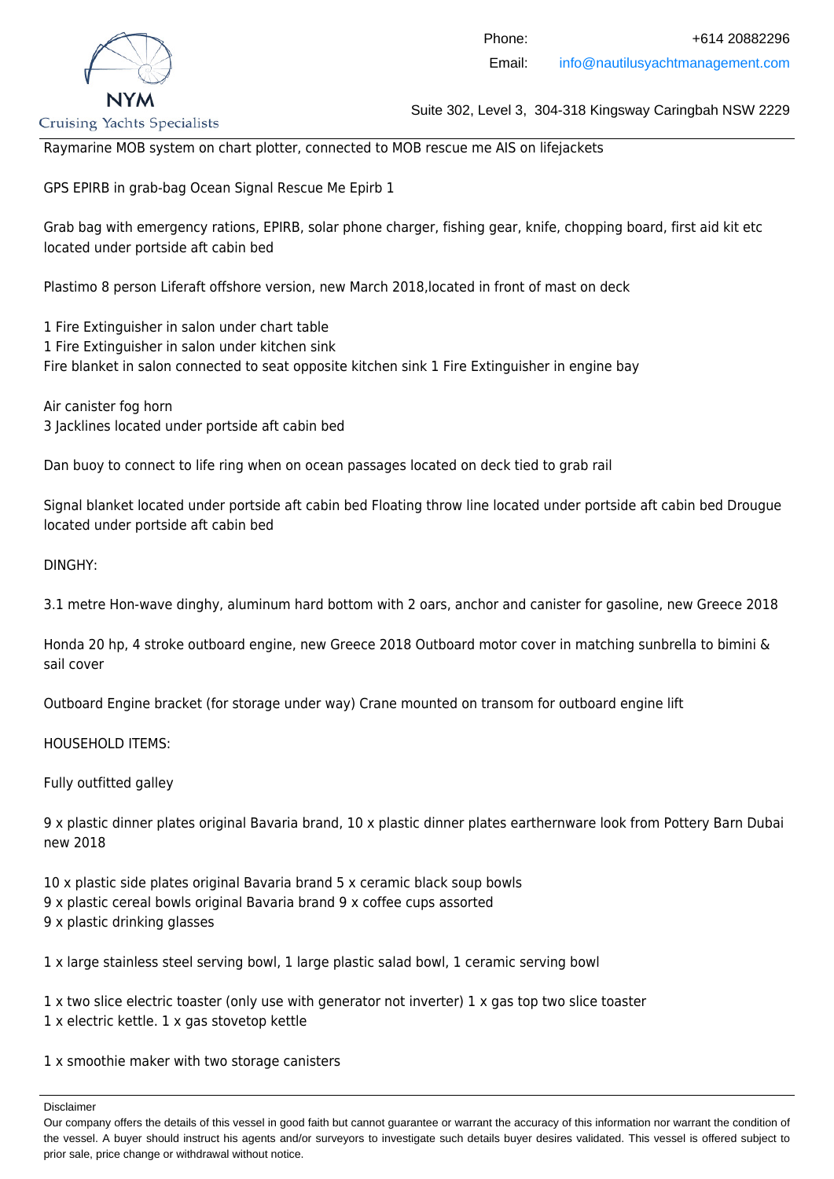Raymarine MOB system on chart plotter, connected to MOB rescue me AIS on lifejackets

GPS EPIRB in grab-bag Ocean Signal Rescue Me Epirb 1

Grab bag with emergency rations, EPIRB, solar phone charger, fishing gear, knife, chopping board, first aid kit etc located under portside aft cabin bed

Plastimo 8 person Liferaft offshore version, new March 2018,located in front of mast on deck

1 Fire Extinguisher in salon under chart table
1 Fire Extinguisher in salon under kitchen sink
Fire blanket in salon connected to seat opposite kitchen sink 1 Fire Extinguisher in engine bay

Air canister fog horn
3 Jacklines located under portside aft cabin bed

Dan buoy to connect to life ring when on ocean passages located on deck tied to grab rail

Signal blanket located under portside aft cabin bed Floating throw line located under portside aft cabin bed Drougue located under portside aft cabin bed

DINGHY:

3.1 metre Hon-wave dinghy, aluminum hard bottom with 2 oars, anchor and canister for gasoline, new Greece 2018

Honda 20 hp, 4 stroke outboard engine, new Greece 2018 Outboard motor cover in matching sunbrella to bimini & sail cover

Outboard Engine bracket (for storage under way) Crane mounted on transom for outboard engine lift

HOUSEHOLD ITEMS:

Fully outfitted galley

9 x plastic dinner plates original Bavaria brand, 10 x plastic dinner plates earthernware look from Pottery Barn Dubai new 2018

10 x plastic side plates original Bavaria brand 5 x ceramic black soup bowls
9 x plastic cereal bowls original Bavaria brand 9 x coffee cups assorted
9 x plastic drinking glasses

1 x large stainless steel serving bowl, 1 large plastic salad bowl, 1 ceramic serving bowl

1 x two slice electric toaster (only use with generator not inverter) 1 x gas top two slice toaster
1 x electric kettle. 1 x gas stovetop kettle

1 x smoothie maker with two storage canisters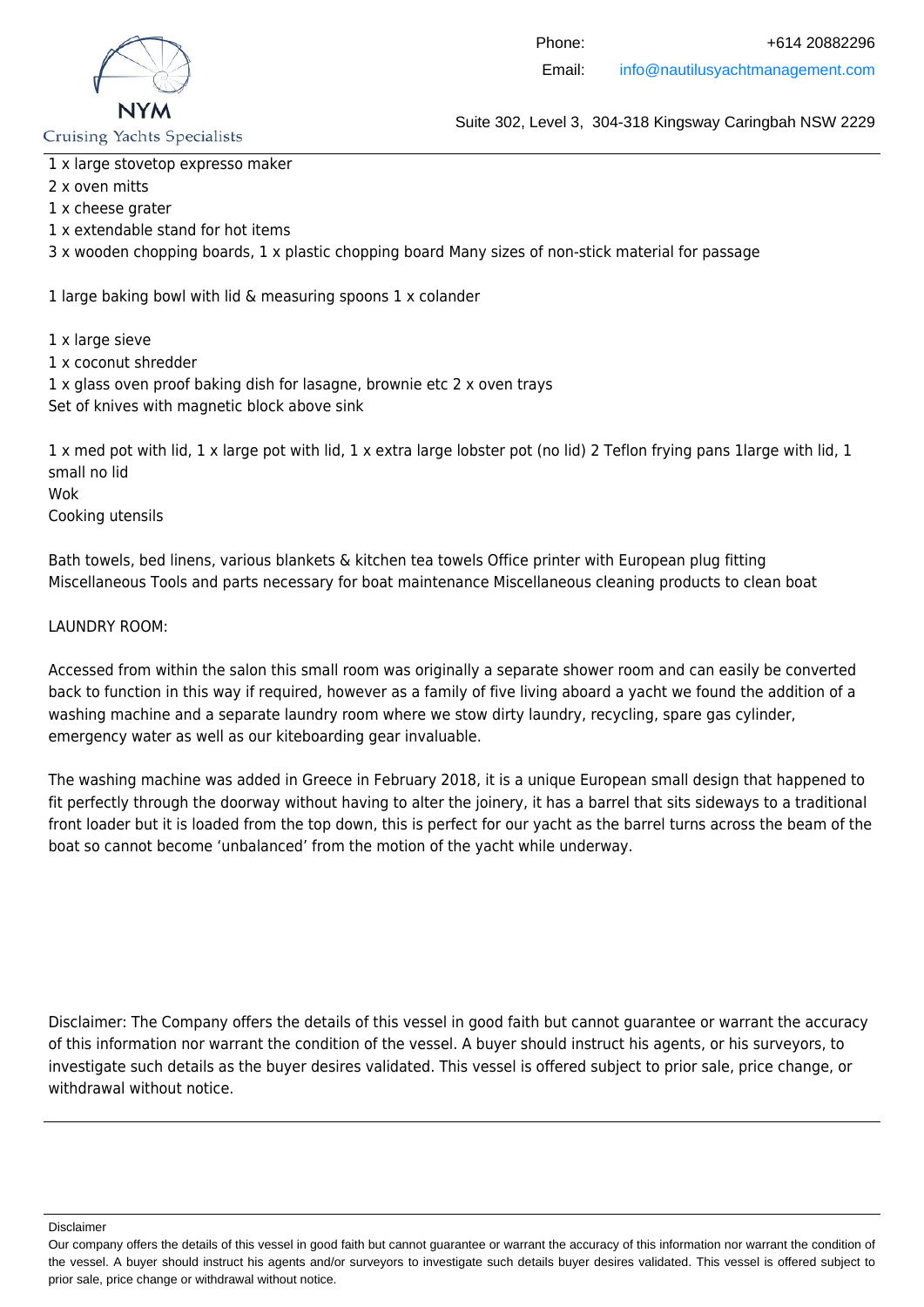1 x large stovetop expresso maker
2 x oven mitts
1 x cheese grater
1 x extendable stand for hot items
3 x wooden chopping boards, 1 x plastic chopping board Many sizes of non-stick material for passage

1 large baking bowl with lid & measuring spoons 1 x colander

1 x large sieve
1 x coconut shredder
1 x glass oven proof baking dish for lasagne, brownie etc 2 x oven trays
Set of knives with magnetic block above sink

1 x med pot with lid, 1 x large pot with lid, 1 x extra large lobster pot (no lid) 2 Teflon frying pans 1large with lid, 1 small no lid
Wok
Cooking utensils

Bath towels, bed linens, various blankets & kitchen tea towels Office printer with European plug fitting
Miscellaneous Tools and parts necessary for boat maintenance Miscellaneous cleaning products to clean boat

LAUNDRY ROOM:

Accessed from within the salon this small room was originally a separate shower room and can easily be converted back to function in this way if required, however as a family of five living aboard a yacht we found the addition of a washing machine and a separate laundry room where we stow dirty laundry, recycling, spare gas cylinder, emergency water as well as our kiteboarding gear invaluable.

The washing machine was added in Greece in February 2018, it is a unique European small design that happened to fit perfectly through the doorway without having to alter the joinery, it has a barrel that sits sideways to a traditional front loader but it is loaded from the top down, this is perfect for our yacht as the barrel turns across the beam of the boat so cannot become 'unbalanced' from the motion of the yacht while underway.

Disclaimer: The Company offers the details of this vessel in good faith but cannot guarantee or warrant the accuracy of this information nor warrant the condition of the vessel. A buyer should instruct his agents, or his surveyors, to investigate such details as the buyer desires validated. This vessel is offered subject to prior sale, price change, or withdrawal without notice.